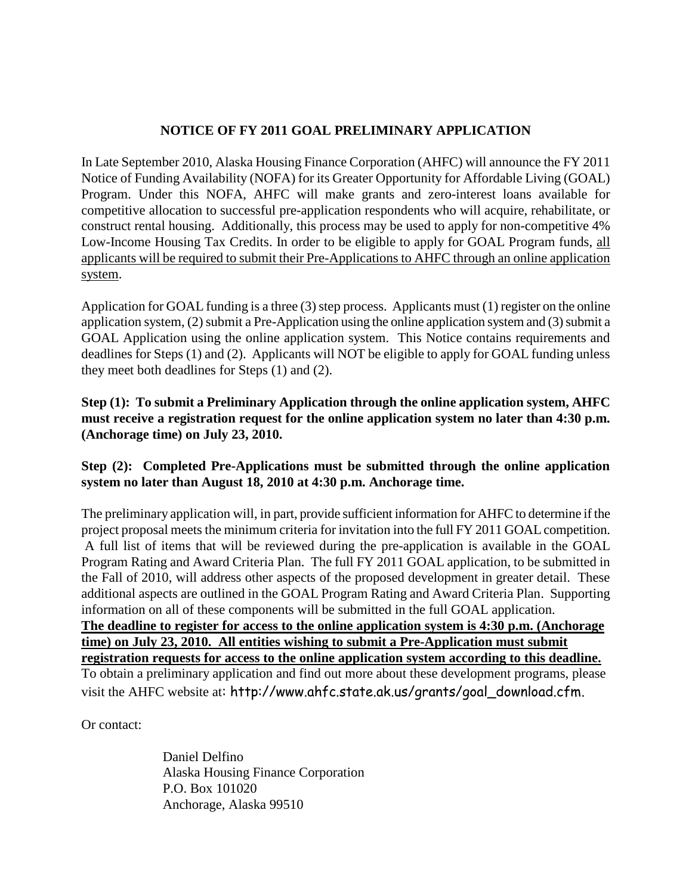# NOTICE OF FY 2011 GOAL PRELIMINARY APPLICATION

In Late September 2010, Alaska Housing Finance Corporation (AHFC) will announce the FY 2011 Notice of Funding Availability (NOFA) for its Greater Opportunity for Affordable Living (GOAL) Program. Under this NOFA, AHFC will make grants and zero-interest loans available for competitive allocation to successful pre-application respondents who will acquire, rehabilitate, or construct rental housing. Additionally, this process may be used to apply for non-competitive 4% Low-Income Housing Tax Credits. In order to be eligible to apply for GOAL Program funds, <u>all applicants will be required to submit their Pre-Applications to AHFC through an online application system</u>.

Application for GOAL funding is a three (3) step process. Applicants must (1) register on the online application system, (2) submit a Pre-Application using the online application system and (3) submit a GOAL Application using the online application system. This Notice contains requirements and deadlines for Steps (1) and (2). Applicants will NOT be eligible to apply for GOAL funding unless they meet both deadlines for Steps (1) and (2).

**Step (1): To submit a Preliminary Application through the online application system, AHFC must receive a registration request for the online application system no later than 4:30 p.m. (Anchorage time) on July 23, 2010.**

**Step (2): Completed Pre-Applications must be submitted through the online application system no later than August 18, 2010 at 4:30 p.m. Anchorage time.**

The preliminary application will, in part, provide sufficient information for AHFC to determine if the project proposal meets the minimum criteria for invitation into the full FY 2011 GOAL competition. A full list of items that will be reviewed during the pre-application is available in the GOAL Program Rating and Award Criteria Plan. The full FY 2011 GOAL application, to be submitted in the Fall of 2010, will address other aspects of the proposed development in greater detail. These additional aspects are outlined in the GOAL Program Rating and Award Criteria Plan. Supporting information on all of these components will be submitted in the full GOAL application.

**<u>The deadline to register for access to the online application system is 4:30 p.m. (Anchorage time) on July 23, 2010. All entities wishing to submit a Pre-Application must submit registration requests for access to the online application system according to this deadline.</u>**

To obtain a preliminary application and find out more about these development programs, please visit the AHFC website at: http://www.ahfc.state.ak.us/grants/goal_download.cfm.

Or contact:

Daniel Delfino
Alaska Housing Finance Corporation
P.O. Box 101020
Anchorage, Alaska 99510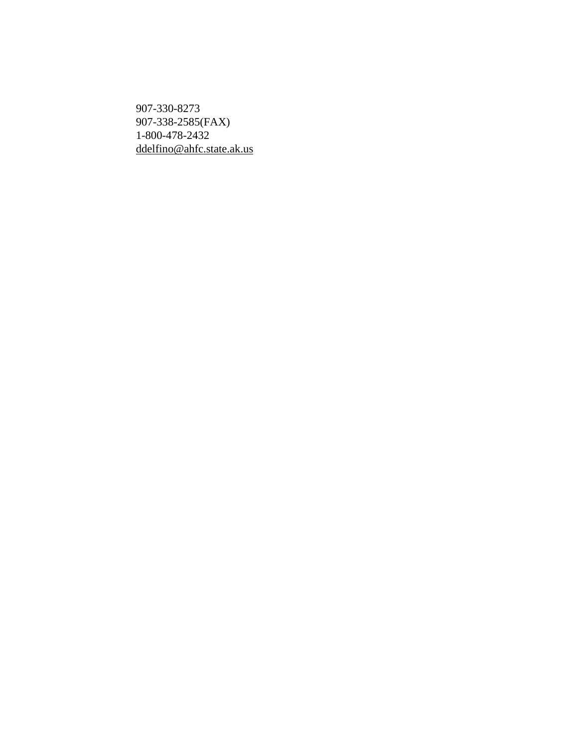907-330-8273
907-338-2585(FAX)
1-800-478-2432
ddelfino@ahfc.state.ak.us